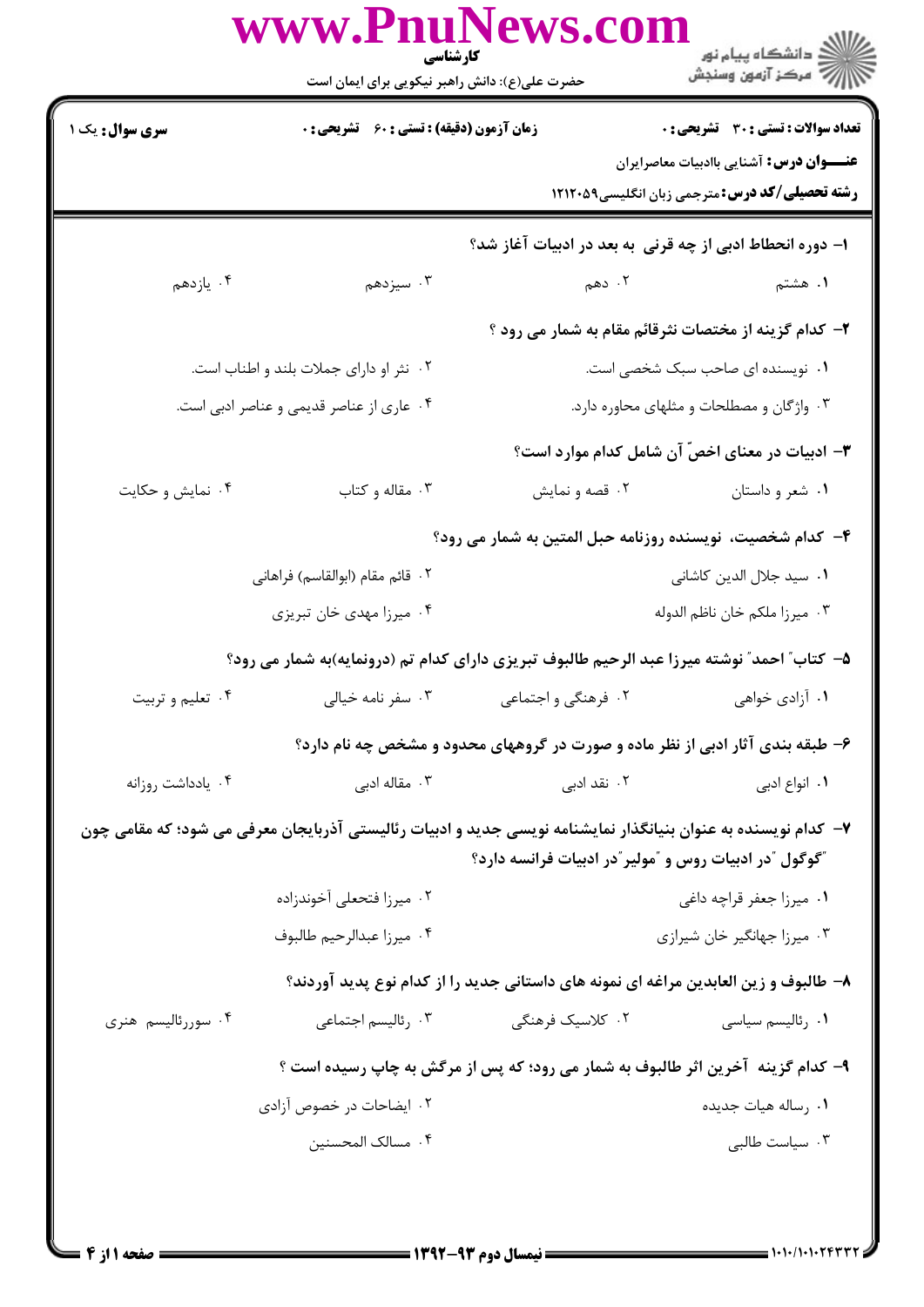کارشناسی

حضرت علی(ع): دانش راهبر نیکویی برای ایمان است

**سری سوال:** یک ۱

**زمان آزمون (دقیقه) : تستی : ۶۰ تشریحی : ۰**

**تعداد سوالات : تستی : ۳۰ تشریحی : ۰**

**عنـــوان درس:** آشنایی باادبیات معاصرایران

**رشته تحصیلی/کد درس:** مترجمی زبان انگلیسی۱۲۱۲۰۵۹

**۱- دوره انحطاط ادبی از چه قرنی به بعد در ادبیات آغاز شد؟**

۱. هشتم
۲. دهم
۳. سیزدهم
۴. یازدهم

**۲- کدام گزینه از مختصات نثرقائم مقام به شمار می رود ؟**

۱. نویسنده ای صاحب سبک شخصی است.
۲. نثر او دارای جملات بلند و اطناب است.
۳. واژگان و مصطلحات و مثلهای محاوره دارد.
۴. عاری از عناصر قدیمی و عناصر ادبی است.

**۳- ادبیات در معنای اخصّ آن شامل کدام موارد است؟**

۱. شعر و داستان
۲. قصه و نمایش
۳. مقاله و کتاب
۴. نمایش و حکایت

**۴- کدام شخصیت، نویسنده روزنامه حبل المتین به شمار می رود؟**

۱. سید جلال الدین کاشانی
۲. قائم مقام (ابوالقاسم) فراهانی
۳. میرزا ملکم خان ناظم الدوله
۴. میرزا مهدی خان تبریزی

**۵- کتاب" احمد" نوشته میرزا عبد الرحیم طالبوف تبریزی دارای کدام تم (درونمایه)به شمار می رود؟**

۱. آزادی خواهی
۲. فرهنگی و اجتماعی
۳. سفر نامه خیالی
۴. تعلیم و تربیت

**۶- طبقه بندی آثار ادبی از نظر ماده و صورت در گروههای محدود و مشخص چه نام دارد؟**

۱. انواع ادبی
۲. نقد ادبی
۳. مقاله ادبی
۴. یادداشت روزانه

**۷- کدام نویسنده به عنوان بنیانگذار نمایشنامه نویسی جدید و ادبیات رئالیستی آذربایجان معرفی می شود؛ که مقامی چون "گوگول "در ادبیات روس و "مولیر"در ادبیات فرانسه دارد؟**

۱. میرزا جعفر قراچه داغی
۲. میرزا فتحعلی آخوندزاده
۳. میرزا جهانگیر خان شیرازی
۴. میرزا عبدالرحیم طالبوف

**۸- طالبوف و زین العابدین مراغه ای نمونه های داستانی جدید را از کدام نوع پدید آوردند؟**

۱. رئالیسم سیاسی
۲. کلاسیک فرهنگی
۳. رئالیسم اجتماعی
۴. سوررئالیسم هنری

**۹- کدام گزینه آخرین اثر طالبوف به شمار می رود؛ که پس از مرگش به چاپ رسیده است ؟**

۱. رساله هیات جدیده
۲. ایضاحات در خصوص آزادی
۳. سیاست طالبی
۴. مسالک المحسنین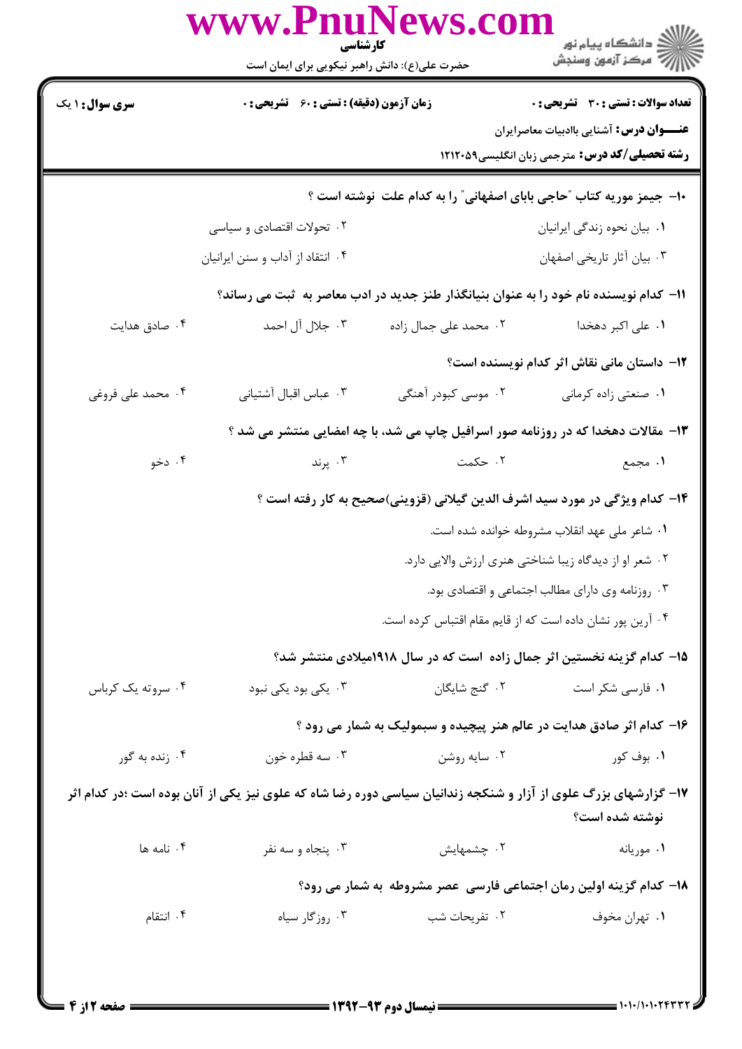۱۰- جیمز موریه کتاب "حاجی بابای اصفهانی" را به کدام علت نوشته است ؟

۱. بیان نحوه زندگی ایرانیان
۲. تحولات اقتصادی و سیاسی
۳. بیان آثار تاریخی اصفهان
۴. انتقاد از آداب و سنن ایرانیان

۱۱- کدام نویسنده نام خود را به عنوان بنیانگذار طنز جدید در ادب معاصر به ثبت می رساند؟

۱. علی اکبر دهخدا
۲. محمد علی جمال زاده
۳. جلال آل احمد
۴. صادق هدایت

۱۲- داستان مانی نقاش اثر کدام نویسنده است؟

۱. صنعتی زاده کرمانی
۲. موسی کبودر آهنگی
۳. عباس اقبال آشتیانی
۴. محمد علی فروغی

۱۳- مقالات دهخدا که در روزنامه صور اسرافیل چاپ می شد، با چه امضایی منتشر می شد ؟

۱. مجمع
۲. حکمت
۳. پرند
۴. دخو

۱۴- کدام ویژگی در مورد سید اشرف الدین گیلانی (قزوینی)صحیح به کار رفته است ؟

۱. شاعر ملی عهد انقلاب مشروطه خوانده شده است.
۲. شعر او از دیدگاه زیبا شناختی هنری ارزش والایی دارد.
۳. روزنامه وی دارای مطالب اجتماعی و اقتصادی بود.
۴. آرین پور نشان داده است که از قایم مقام اقتباس کرده است.

۱۵- کدام گزینه نخستین اثر جمال زاده است که در سال ۱۹۱۸میلادی منتشر شد؟

۱. فارسی شکر است
۲. گنج شایگان
۳. یکی بود یکی نبود
۴. سروته یک کرباس

۱۶- کدام اثر صادق هدایت در عالم هنر پیچیده و سمبولیک به شمار می رود ؟

۱. بوف کور
۲. سایه روشن
۳. سه قطره خون
۴. زنده به گور

۱۷- گزارشهای بزرگ علوی از آزار و شکنجه زندانیان سیاسی دوره رضا شاه که علوی نیز یکی از آنان بوده است ؛در کدام اثر نوشته شده است؟

۱. موریانه
۲. چشمهایش
۳. پنجاه و سه نفر
۴. نامه ها

۱۸- کدام گزینه اولین رمان اجتماعی فارسی عصر مشروطه به شمار می رود؟

۱. تهران مخوف
۲. تفریحات شب
۳. روزگار سیاه
۴. انتقام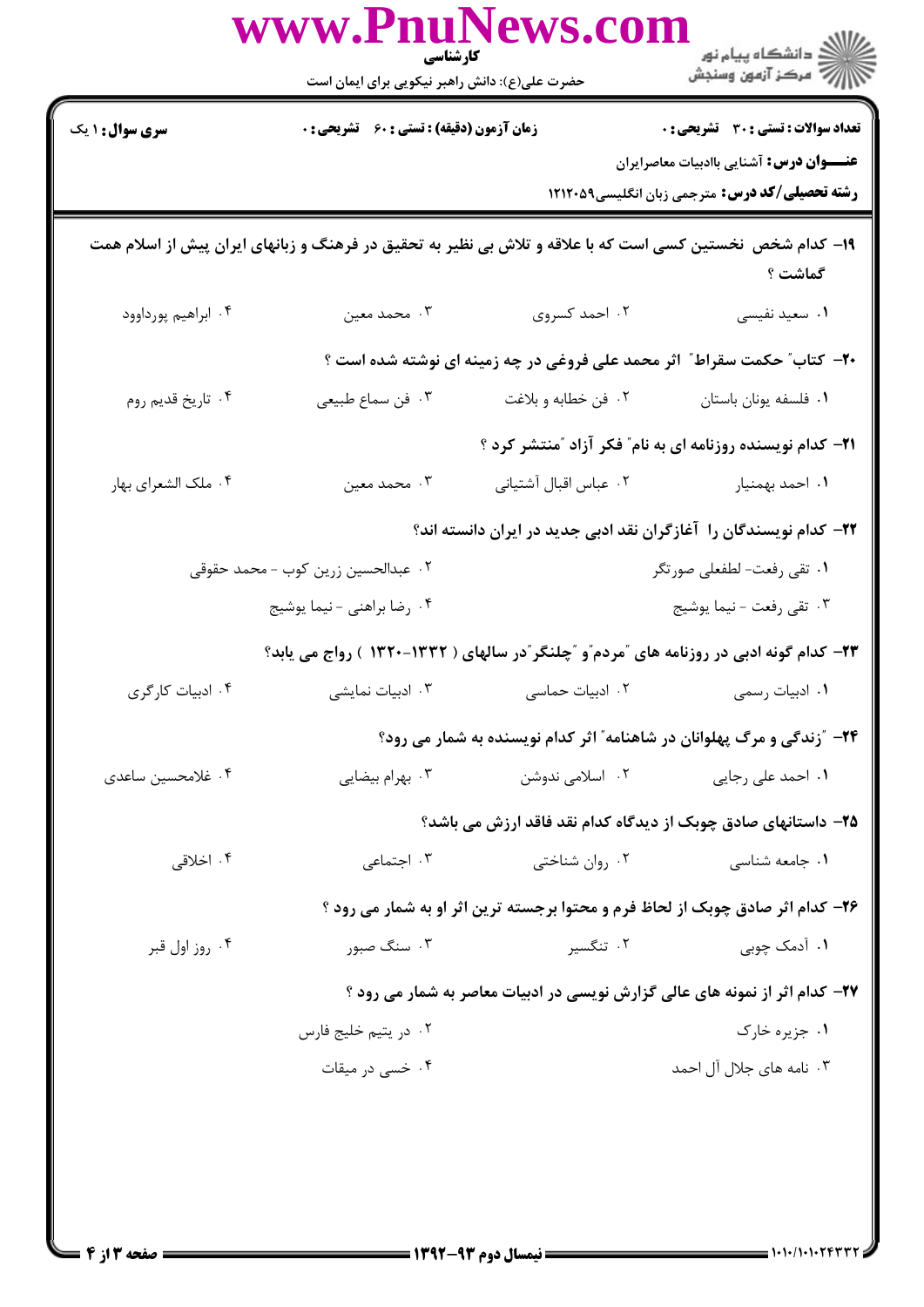۱۹- کدام شخص نخستین کسی است که با علاقه و تلاش بی نظیر به تحقیق در فرهنگ و زبانهای ایران پیش از اسلام همت گماشت ؟

۱. سعید نفیسی
۲. احمد کسروی
۳. محمد معین
۴. ابراهیم پورداوود

۲۰- کتاب" حکمت سقراط" اثر محمد علی فروغی در چه زمینه ای نوشته شده است ؟

۱. فلسفه یونان باستان
۲. فن خطابه و بلاغت
۳. فن سماع طبیعی
۴. تاریخ قدیم روم

۲۱- کدام نویسنده روزنامه ای به نام" فکر آزاد "منتشر کرد ؟

۱. احمد بهمنیار
۲. عباس اقبال آشتیانی
۳. محمد معین
۴. ملک الشعرای بهار

۲۲- کدام نویسندگان را آغازگران نقد ادبی جدید در ایران دانسته اند؟

۱. تقی رفعت- لطفعلی صورتگر
۲. عبدالحسین زرین کوب - محمد حقوقی
۳. تقی رفعت - نیما یوشیج
۴. رضا براهنی - نیما یوشیج

۲۳- کدام گونه ادبی در روزنامه های "مردم"و "چلنگر"در سالهای ( ۱۳۳۲-۱۳۲۰ ) رواج می یابد؟

۱. ادبیات رسمی
۲. ادبیات حماسی
۳. ادبیات نمایشی
۴. ادبیات کارگری

۲۴- "زندگی و مرگ پهلوانان در شاهنامه" اثر کدام نویسنده به شمار می رود؟

۱. احمد علی رجایی
۲. اسلامی ندوشن
۳. بهرام بیضایی
۴. غلامحسین ساعدی

۲۵- داستانهای صادق چوبک از دیدگاه کدام نقد فاقد ارزش می باشد؟

۱. جامعه شناسی
۲. روان شناختی
۳. اجتماعی
۴. اخلاقی

۲۶- کدام اثر صادق چوبک از لحاظ فرم و محتوا برجسته ترین اثر او به شمار می رود ؟

۱. آدمک چوبی
۲. تنگسیر
۳. سنگ صبور
۴. روز اول قبر

۲۷- کدام اثر از نمونه های عالی گزارش نویسی در ادبیات معاصر به شمار می رود ؟

۱. جزیره خارک
۲. در یتیم خلیج فارس
۳. نامه های جلال آل احمد
۴. خسی در میقات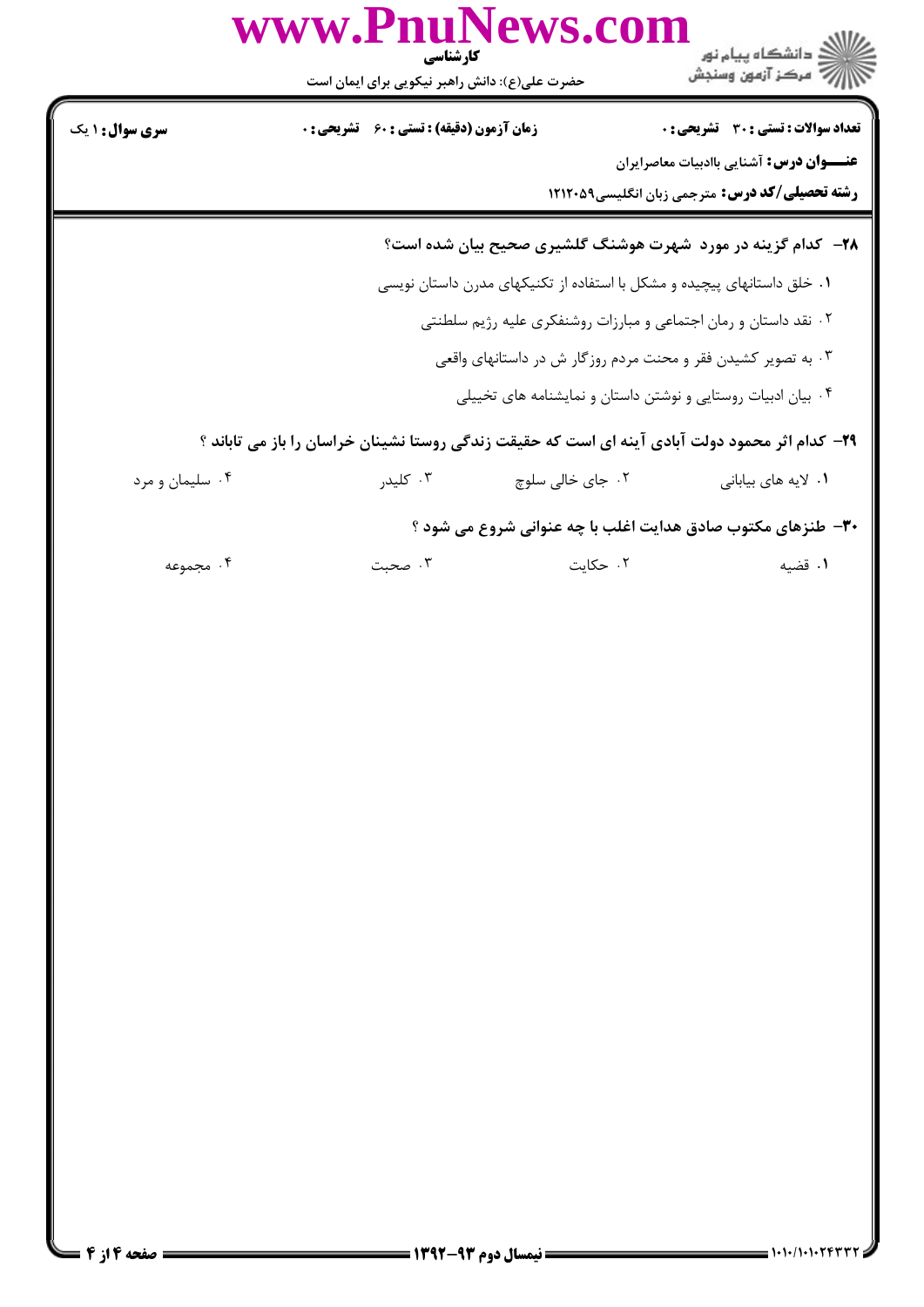۲۸- کدام گزینه در مورد شهرت هوشنگ گلشیری صحیح بیان شده است؟

۱. خلق داستانهای پیچیده و مشکل با استفاده از تکنیکهای مدرن داستان نویسی

۲. نقد داستان و رمان اجتماعی و مبارزات روشنفکری علیه رژیم سلطنتی

۳. به تصویر کشیدن فقر و محنت مردم روزگار ش در داستانهای واقعی

۴. بیان ادبیات روستایی و نوشتن داستان و نمایشنامه های تخییلی

۲۹- کدام اثر محمود دولت آبادی آینه ای است که حقیقت زندگی روستا نشینان خراسان را باز می تاباند ؟

۱. لایه های بیابانی
۲. جای خالی سلوچ
۳. کلیدر
۴. سلیمان و مرد

۳۰- طنزهای مکتوب صادق هدایت اغلب با چه عنوانی شروع می شود ؟

۱. قضیه
۲. حکایت
۳. صحبت
۴. مجموعه